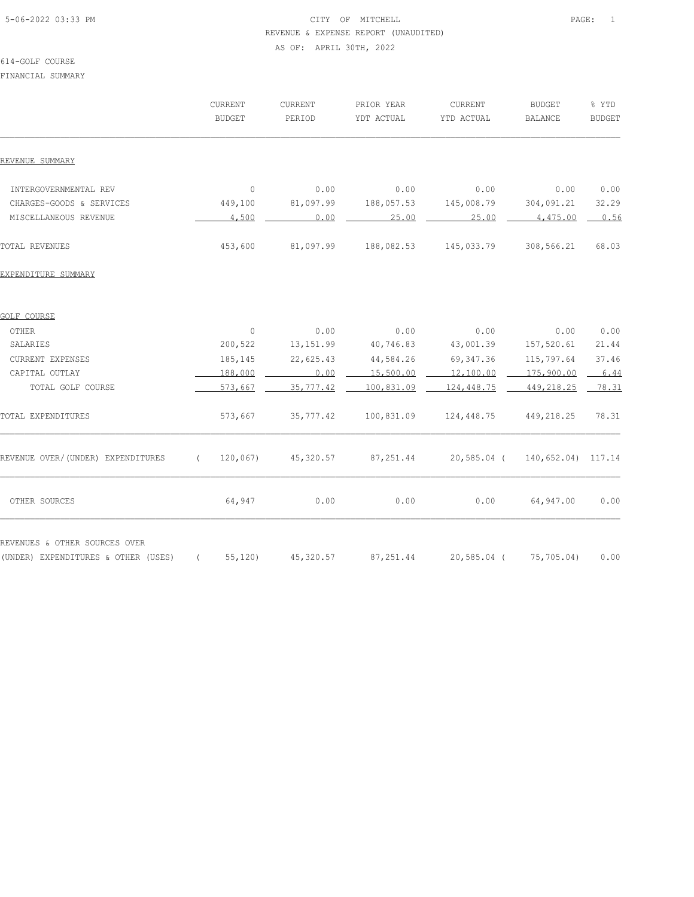CITY OF MITCHELL
REVENUE & EXPENSE REPORT (UNAUDITED)
AS OF: APRIL 30TH, 2022

614-GOLF COURSE
FINANCIAL SUMMARY

| | CURRENT BUDGET | CURRENT PERIOD | PRIOR YEAR YDT ACTUAL | CURRENT YTD ACTUAL | BUDGET BALANCE | % YTD BUDGET |
|---|---|---|---|---|---|---|
| REVENUE SUMMARY | | | | | | |
| INTERGOVERNMENTAL REV | 0 | 0.00 | 0.00 | 0.00 | 0.00 | 0.00 |
| CHARGES-GOODS & SERVICES | 449,100 | 81,097.99 | 188,057.53 | 145,008.79 | 304,091.21 | 32.29 |
| MISCELLANEOUS REVENUE | 4,500 | 0.00 | 25.00 | 25.00 | 4,475.00 | 0.56 |
| TOTAL REVENUES | 453,600 | 81,097.99 | 188,082.53 | 145,033.79 | 308,566.21 | 68.03 |
| EXPENDITURE SUMMARY | | | | | | |
| GOLF COURSE | | | | | | |
| OTHER | 0 | 0.00 | 0.00 | 0.00 | 0.00 | 0.00 |
| SALARIES | 200,522 | 13,151.99 | 40,746.83 | 43,001.39 | 157,520.61 | 21.44 |
| CURRENT EXPENSES | 185,145 | 22,625.43 | 44,584.26 | 69,347.36 | 115,797.64 | 37.46 |
| CAPITAL OUTLAY | 188,000 | 0.00 | 15,500.00 | 12,100.00 | 175,900.00 | 6.44 |
| TOTAL GOLF COURSE | 573,667 | 35,777.42 | 100,831.09 | 124,448.75 | 449,218.25 | 78.31 |
| TOTAL EXPENDITURES | 573,667 | 35,777.42 | 100,831.09 | 124,448.75 | 449,218.25 | 78.31 |
| REVENUE OVER/(UNDER) EXPENDITURES | ( 120,067) | 45,320.57 | 87,251.44 | 20,585.04 | ( 140,652.04) | 117.14 |
| OTHER SOURCES | 64,947 | 0.00 | 0.00 | 0.00 | 64,947.00 | 0.00 |
| REVENUES & OTHER SOURCES OVER (UNDER) EXPENDITURES & OTHER (USES) | ( 55,120) | 45,320.57 | 87,251.44 | 20,585.04 | ( 75,705.04) | 0.00 |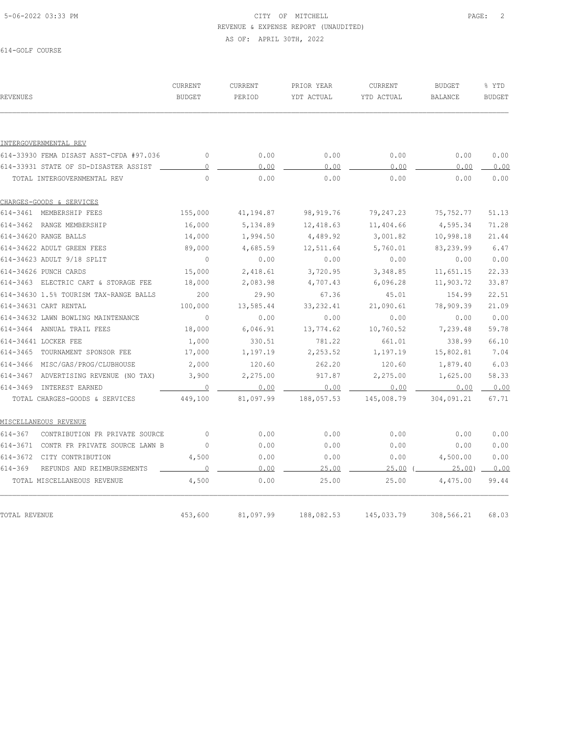CITY OF MITCHELL
REVENUE & EXPENSE REPORT (UNAUDITED)
AS OF: APRIL 30TH, 2022

614-GOLF COURSE

| REVENUES | CURRENT BUDGET | CURRENT PERIOD | PRIOR YEAR YDT ACTUAL | CURRENT YTD ACTUAL | BUDGET BALANCE | % YTD BUDGET |
|---|---|---|---|---|---|---|
| INTERGOVERNMENTAL REV | | | | | | |
| 614-33930 FEMA DISAST ASST-CFDA #97.036 | 0 | 0.00 | 0.00 | 0.00 | 0.00 | 0.00 |
| 614-33931 STATE OF SD-DISASTER ASSIST | 0 | 0.00 | 0.00 | 0.00 | 0.00 | 0.00 |
| TOTAL INTERGOVERNMENTAL REV | 0 | 0.00 | 0.00 | 0.00 | 0.00 | 0.00 |
| CHARGES-GOODS & SERVICES | | | | | | |
| 614-3461 MEMBERSHIP FEES | 155,000 | 41,194.87 | 98,919.76 | 79,247.23 | 75,752.77 | 51.13 |
| 614-3462 RANGE MEMBERSHIP | 16,000 | 5,134.89 | 12,418.63 | 11,404.66 | 4,595.34 | 71.28 |
| 614-34620 RANGE BALLS | 14,000 | 1,994.50 | 4,489.92 | 3,001.82 | 10,998.18 | 21.44 |
| 614-34622 ADULT GREEN FEES | 89,000 | 4,685.59 | 12,511.64 | 5,760.01 | 83,239.99 | 6.47 |
| 614-34623 ADULT 9/18 SPLIT | 0 | 0.00 | 0.00 | 0.00 | 0.00 | 0.00 |
| 614-34626 PUNCH CARDS | 15,000 | 2,418.61 | 3,720.95 | 3,348.85 | 11,651.15 | 22.33 |
| 614-3463 ELECTRIC CART & STORAGE FEE | 18,000 | 2,083.98 | 4,707.43 | 6,096.28 | 11,903.72 | 33.87 |
| 614-34630 1.5% TOURISM TAX~RANGE BALLS | 200 | 29.90 | 67.36 | 45.01 | 154.99 | 22.51 |
| 614-34631 CART RENTAL | 100,000 | 13,585.44 | 33,232.41 | 21,090.61 | 78,909.39 | 21.09 |
| 614-34632 LAWN BOWLING MAINTENANCE | 0 | 0.00 | 0.00 | 0.00 | 0.00 | 0.00 |
| 614-3464 ANNUAL TRAIL FEES | 18,000 | 6,046.91 | 13,774.62 | 10,760.52 | 7,239.48 | 59.78 |
| 614-34641 LOCKER FEE | 1,000 | 330.51 | 781.22 | 661.01 | 338.99 | 66.10 |
| 614-3465 TOURNAMENT SPONSOR FEE | 17,000 | 1,197.19 | 2,253.52 | 1,197.19 | 15,802.81 | 7.04 |
| 614-3466 MISC/GAS/PROG/CLUBHOUSE | 2,000 | 120.60 | 262.20 | 120.60 | 1,879.40 | 6.03 |
| 614-3467 ADVERTISING REVENUE (NO TAX) | 3,900 | 2,275.00 | 917.87 | 2,275.00 | 1,625.00 | 58.33 |
| 614-3469 INTEREST EARNED | 0 | 0.00 | 0.00 | 0.00 | 0.00 | 0.00 |
| TOTAL CHARGES-GOODS & SERVICES | 449,100 | 81,097.99 | 188,057.53 | 145,008.79 | 304,091.21 | 67.71 |
| MISCELLANEOUS REVENUE | | | | | | |
| 614-367 CONTRIBUTION FR PRIVATE SOURCE | 0 | 0.00 | 0.00 | 0.00 | 0.00 | 0.00 |
| 614-3671 CONTR FR PRIVATE SOURCE LAWN B | 0 | 0.00 | 0.00 | 0.00 | 0.00 | 0.00 |
| 614-3672 CITY CONTRIBUTION | 4,500 | 0.00 | 0.00 | 0.00 | 4,500.00 | 0.00 |
| 614-369 REFUNDS AND REIMBURSEMENTS | 0 | 0.00 | 25.00 | 25.00 | ( 25.00) | 0.00 |
| TOTAL MISCELLANEOUS REVENUE | 4,500 | 0.00 | 25.00 | 25.00 | 4,475.00 | 99.44 |
| TOTAL REVENUE | 453,600 | 81,097.99 | 188,082.53 | 145,033.79 | 308,566.21 | 68.03 |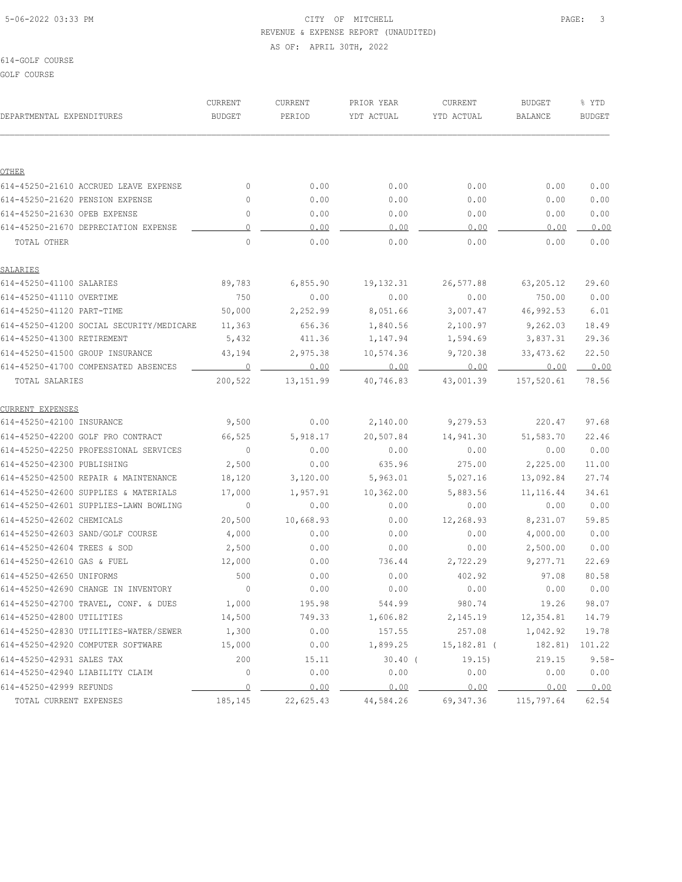CITY OF MITCHELL
REVENUE & EXPENSE REPORT (UNAUDITED)
AS OF: APRIL 30TH, 2022

614-GOLF COURSE

GOLF COURSE

| DEPARTMENTAL EXPENDITURES | CURRENT BUDGET | CURRENT PERIOD | PRIOR YEAR YTD ACTUAL | CURRENT YTD ACTUAL | BUDGET BALANCE | % YTD BUDGET |
|---|---|---|---|---|---|---|
| **OTHER** | | | | | | |
| 614-45250-21610 ACCRUED LEAVE EXPENSE | 0 | 0.00 | 0.00 | 0.00 | 0.00 | 0.00 |
| 614-45250-21620 PENSION EXPENSE | 0 | 0.00 | 0.00 | 0.00 | 0.00 | 0.00 |
| 614-45250-21630 OPEB EXPENSE | 0 | 0.00 | 0.00 | 0.00 | 0.00 | 0.00 |
| 614-45250-21670 DEPRECIATION EXPENSE | 0 | 0.00 | 0.00 | 0.00 | 0.00 | 0.00 |
| TOTAL OTHER | 0 | 0.00 | 0.00 | 0.00 | 0.00 | 0.00 |
| **SALARIES** | | | | | | |
| 614-45250-41100 SALARIES | 89,783 | 6,855.90 | 19,132.31 | 26,577.88 | 63,205.12 | 29.60 |
| 614-45250-41110 OVERTIME | 750 | 0.00 | 0.00 | 0.00 | 750.00 | 0.00 |
| 614-45250-41120 PART-TIME | 50,000 | 2,252.99 | 8,051.66 | 3,007.47 | 46,992.53 | 6.01 |
| 614-45250-41200 SOCIAL SECURITY/MEDICARE | 11,363 | 656.36 | 1,840.56 | 2,100.97 | 9,262.03 | 18.49 |
| 614-45250-41300 RETIREMENT | 5,432 | 411.36 | 1,147.94 | 1,594.69 | 3,837.31 | 29.36 |
| 614-45250-41500 GROUP INSURANCE | 43,194 | 2,975.38 | 10,574.36 | 9,720.38 | 33,473.62 | 22.50 |
| 614-45250-41700 COMPENSATED ABSENCES | 0 | 0.00 | 0.00 | 0.00 | 0.00 | 0.00 |
| TOTAL SALARIES | 200,522 | 13,151.99 | 40,746.83 | 43,001.39 | 157,520.61 | 78.56 |
| **CURRENT EXPENSES** | | | | | | |
| 614-45250-42100 INSURANCE | 9,500 | 0.00 | 2,140.00 | 9,279.53 | 220.47 | 97.68 |
| 614-45250-42200 GOLF PRO CONTRACT | 66,525 | 5,918.17 | 20,507.84 | 14,941.30 | 51,583.70 | 22.46 |
| 614-45250-42250 PROFESSIONAL SERVICES | 0 | 0.00 | 0.00 | 0.00 | 0.00 | 0.00 |
| 614-45250-42300 PUBLISHING | 2,500 | 0.00 | 635.96 | 275.00 | 2,225.00 | 11.00 |
| 614-45250-42500 REPAIR & MAINTENANCE | 18,120 | 3,120.00 | 5,963.01 | 5,027.16 | 13,092.84 | 27.74 |
| 614-45250-42600 SUPPLIES & MATERIALS | 17,000 | 1,957.91 | 10,362.00 | 5,883.56 | 11,116.44 | 34.61 |
| 614-45250-42601 SUPPLIES-LAWN BOWLING | 0 | 0.00 | 0.00 | 0.00 | 0.00 | 0.00 |
| 614-45250-42602 CHEMICALS | 20,500 | 10,668.93 | 0.00 | 12,268.93 | 8,231.07 | 59.85 |
| 614-45250-42603 SAND/GOLF COURSE | 4,000 | 0.00 | 0.00 | 0.00 | 4,000.00 | 0.00 |
| 614-45250-42604 TREES & SOD | 2,500 | 0.00 | 0.00 | 0.00 | 2,500.00 | 0.00 |
| 614-45250-42610 GAS & FUEL | 12,000 | 0.00 | 736.44 | 2,722.29 | 9,277.71 | 22.69 |
| 614-45250-42650 UNIFORMS | 500 | 0.00 | 0.00 | 402.92 | 97.08 | 80.58 |
| 614-45250-42690 CHANGE IN INVENTORY | 0 | 0.00 | 0.00 | 0.00 | 0.00 | 0.00 |
| 614-45250-42700 TRAVEL, CONF. & DUES | 1,000 | 195.98 | 544.99 | 980.74 | 19.26 | 98.07 |
| 614-45250-42800 UTILITIES | 14,500 | 749.33 | 1,606.82 | 2,145.19 | 12,354.81 | 14.79 |
| 614-45250-42830 UTILITIES-WATER/SEWER | 1,300 | 0.00 | 157.55 | 257.08 | 1,042.92 | 19.78 |
| 614-45250-42920 COMPUTER SOFTWARE | 15,000 | 0.00 | 1,899.25 | 15,182.81 | ( 182.81) | 101.22 |
| 614-45250-42931 SALES TAX | 200 | 15.11 | 30.40 | ( 19.15) | 219.15 | 9.58- |
| 614-45250-42940 LIABILITY CLAIM | 0 | 0.00 | 0.00 | 0.00 | 0.00 | 0.00 |
| 614-45250-42999 REFUNDS | 0 | 0.00 | 0.00 | 0.00 | 0.00 | 0.00 |
| TOTAL CURRENT EXPENSES | 185,145 | 22,625.43 | 44,584.26 | 69,347.36 | 115,797.64 | 62.54 |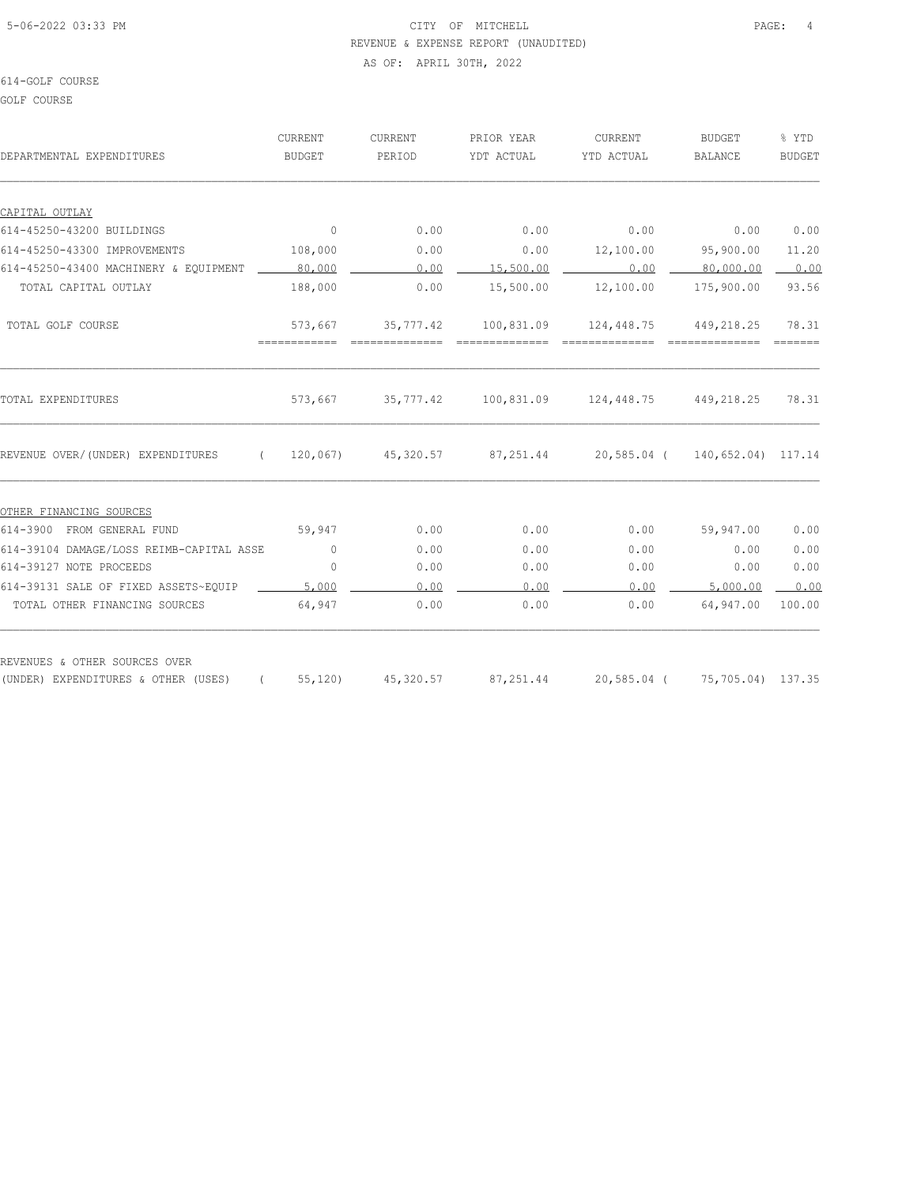REVENUE & EXPENSE REPORT (UNAUDITED)

AS OF: APRIL 30TH, 2022

614-GOLF COURSE

GOLF COURSE

| DEPARTMENTAL EXPENDITURES | CURRENT BUDGET | CURRENT PERIOD | PRIOR YEAR YTD ACTUAL | CURRENT YTD ACTUAL | BUDGET BALANCE | % YTD BUDGET |
|---|---|---|---|---|---|---|
| CAPITAL OUTLAY | | | | | | |
| 614-45250-43200 BUILDINGS | 0 | 0.00 | 0.00 | 0.00 | 0.00 | 0.00 |
| 614-45250-43300 IMPROVEMENTS | 108,000 | 0.00 | 0.00 | 12,100.00 | 95,900.00 | 11.20 |
| 614-45250-43400 MACHINERY & EQUIPMENT | 80,000 | 0.00 | 15,500.00 | 0.00 | 80,000.00 | 0.00 |
| TOTAL CAPITAL OUTLAY | 188,000 | 0.00 | 15,500.00 | 12,100.00 | 175,900.00 | 93.56 |
| TOTAL GOLF COURSE | 573,667 | 35,777.42 | 100,831.09 | 124,448.75 | 449,218.25 | 78.31 |
| TOTAL EXPENDITURES | 573,667 | 35,777.42 | 100,831.09 | 124,448.75 | 449,218.25 | 78.31 |
| REVENUE OVER/(UNDER) EXPENDITURES | ( 120,067) | 45,320.57 | 87,251.44 | 20,585.04 | ( 140,652.04) | 117.14 |
| OTHER FINANCING SOURCES | | | | | | |
| 614-3900 FROM GENERAL FUND | 59,947 | 0.00 | 0.00 | 0.00 | 59,947.00 | 0.00 |
| 614-39104 DAMAGE/LOSS REIMB-CAPITAL ASSE | 0 | 0.00 | 0.00 | 0.00 | 0.00 | 0.00 |
| 614-39127 NOTE PROCEEDS | 0 | 0.00 | 0.00 | 0.00 | 0.00 | 0.00 |
| 614-39131 SALE OF FIXED ASSETS~EQUIP | 5,000 | 0.00 | 0.00 | 0.00 | 5,000.00 | 0.00 |
| TOTAL OTHER FINANCING SOURCES | 64,947 | 0.00 | 0.00 | 0.00 | 64,947.00 | 100.00 |
| REVENUES & OTHER SOURCES OVER (UNDER) EXPENDITURES & OTHER (USES) | ( 55,120) | 45,320.57 | 87,251.44 | 20,585.04 | ( 75,705.04) | 137.35 |